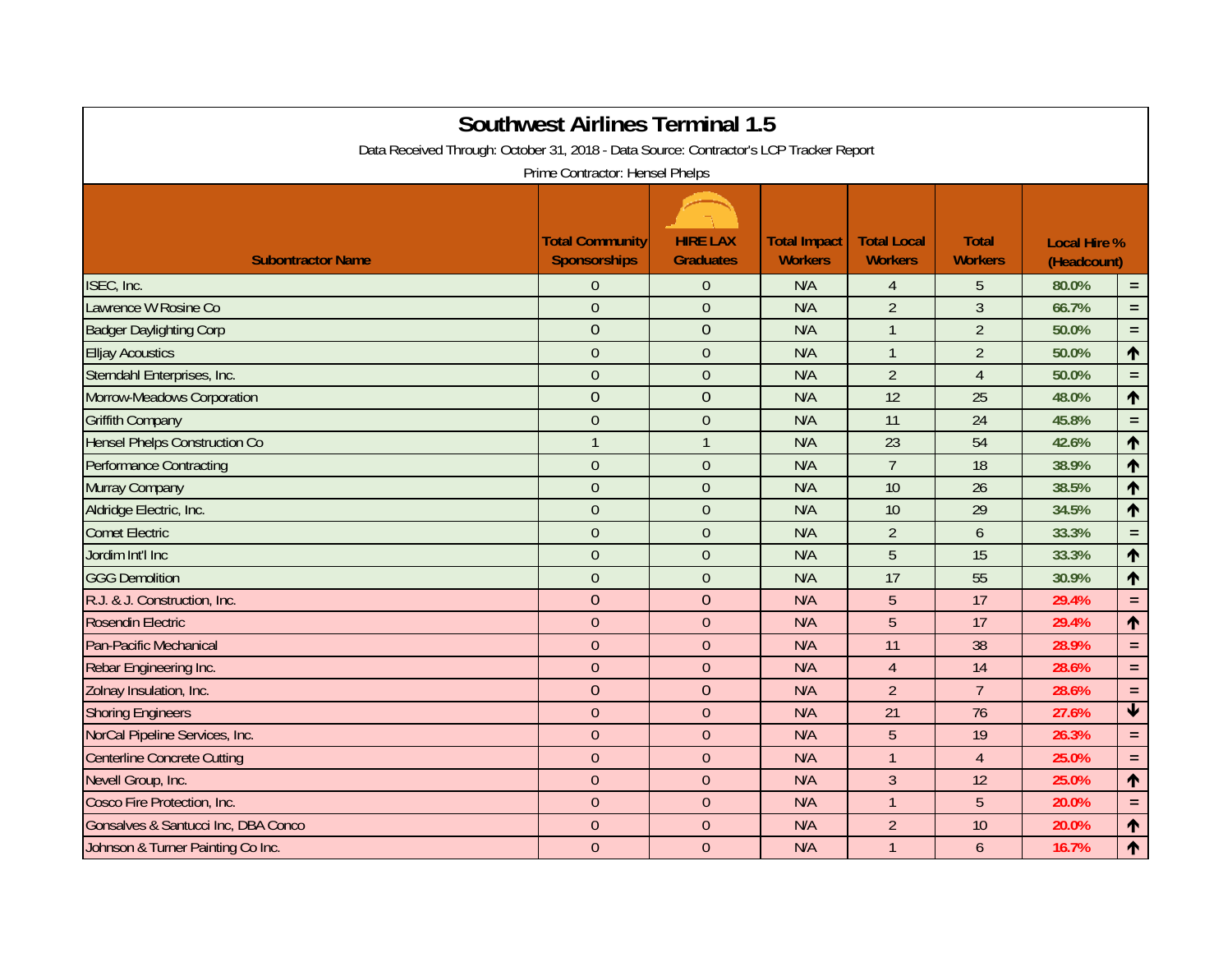# Southwest Airlines Terminal 1.5

Data Received Through: October 31, 2018 - Data Source: Contractor's LCP Tracker Report

Prime Contractor: Hensel Phelps

| Subontractor Name | Total Community Sponsorships | HIRE LAX Graduates | Total Impact Workers | Total Local Workers | Total Workers | Local Hire % (Headcount) | |
|---|---|---|---|---|---|---|---|
| ISEC, Inc. | 0 | 0 | N/A | 4 | 5 | 80.0% | = |
| Lawrence W Rosine Co | 0 | 0 | N/A | 2 | 3 | 66.7% | = |
| Badger Daylighting Corp | 0 | 0 | N/A | 1 | 2 | 50.0% | = |
| Elljay Acoustics | 0 | 0 | N/A | 1 | 2 | 50.0% | ↑ |
| Sterndahl Enterprises, Inc. | 0 | 0 | N/A | 2 | 4 | 50.0% | = |
| Morrow-Meadows Corporation | 0 | 0 | N/A | 12 | 25 | 48.0% | ↑ |
| Griffith Company | 0 | 0 | N/A | 11 | 24 | 45.8% | = |
| Hensel Phelps Construction Co | 1 | 1 | N/A | 23 | 54 | 42.6% | ↑ |
| Performance Contracting | 0 | 0 | N/A | 7 | 18 | 38.9% | ↑ |
| Murray Company | 0 | 0 | N/A | 10 | 26 | 38.5% | ↑ |
| Aldridge Electric, Inc. | 0 | 0 | N/A | 10 | 29 | 34.5% | ↑ |
| Comet Electric | 0 | 0 | N/A | 2 | 6 | 33.3% | = |
| Jordim Int'l Inc | 0 | 0 | N/A | 5 | 15 | 33.3% | ↑ |
| GGG Demolition | 0 | 0 | N/A | 17 | 55 | 30.9% | ↑ |
| R.J. & J. Construction, Inc. | 0 | 0 | N/A | 5 | 17 | 29.4% | = |
| Rosendin Electric | 0 | 0 | N/A | 5 | 17 | 29.4% | ↑ |
| Pan-Pacific Mechanical | 0 | 0 | N/A | 11 | 38 | 28.9% | = |
| Rebar Engineering Inc. | 0 | 0 | N/A | 4 | 14 | 28.6% | = |
| Zolnay Insulation, Inc. | 0 | 0 | N/A | 2 | 7 | 28.6% | = |
| Shoring Engineers | 0 | 0 | N/A | 21 | 76 | 27.6% | ↓ |
| NorCal Pipeline Services, Inc. | 0 | 0 | N/A | 5 | 19 | 26.3% | = |
| Centerline Concrete Cutting | 0 | 0 | N/A | 1 | 4 | 25.0% | = |
| Nevell Group, Inc. | 0 | 0 | N/A | 3 | 12 | 25.0% | ↑ |
| Cosco Fire Protection, Inc. | 0 | 0 | N/A | 1 | 5 | 20.0% | = |
| Gonsalves & Santucci Inc, DBA Conco | 0 | 0 | N/A | 2 | 10 | 20.0% | ↑ |
| Johnson & Turner Painting Co Inc. | 0 | 0 | N/A | 1 | 6 | 16.7% | ↑ |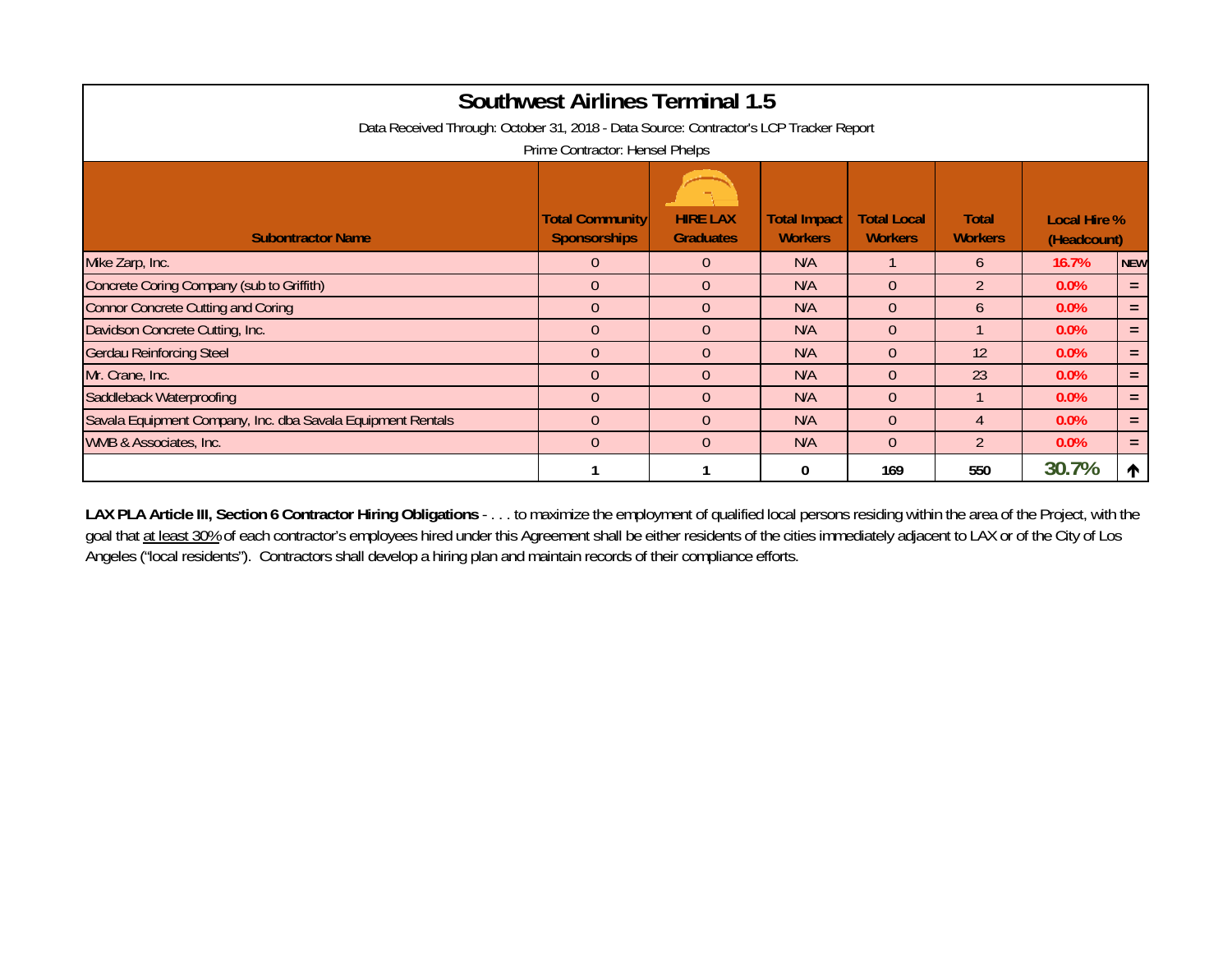## Southwest Airlines Terminal 1.5

Data Received Through: October 31, 2018 - Data Source: Contractor's LCP Tracker Report

Prime Contractor: Hensel Phelps

| Subontractor Name | Total Community Sponsorships | HIRE LAX Graduates | Total Impact Workers | Total Local Workers | Total Workers | Local Hire % (Headcount) | |
|---|---|---|---|---|---|---|---|
| Mike Zarp, Inc. | 0 | 0 | N/A | 1 | 6 | 16.7% | NEW |
| Concrete Coring Company (sub to Griffith) | 0 | 0 | N/A | 0 | 2 | 0.0% | = |
| Connor Concrete Cutting and Coring | 0 | 0 | N/A | 0 | 6 | 0.0% | = |
| Davidson Concrete Cutting, Inc. | 0 | 0 | N/A | 0 | 1 | 0.0% | = |
| Gerdau Reinforcing Steel | 0 | 0 | N/A | 0 | 12 | 0.0% | = |
| Mr. Crane, Inc. | 0 | 0 | N/A | 0 | 23 | 0.0% | = |
| Saddleback Waterproofing | 0 | 0 | N/A | 0 | 1 | 0.0% | = |
| Savala Equipment Company, Inc. dba Savala Equipment Rentals | 0 | 0 | N/A | 0 | 4 | 0.0% | = |
| WMB & Associates, Inc. | 0 | 0 | N/A | 0 | 2 | 0.0% | = |
| | **1** | **1** | **0** | **169** | **550** | **30.7%** | ↑ |

**LAX PLA Article III, Section 6 Contractor Hiring Obligations** - . . . to maximize the employment of qualified local persons residing within the area of the Project, with the goal that at least 30% of each contractor's employees hired under this Agreement shall be either residents of the cities immediately adjacent to LAX or of the City of Los Angeles ("local residents"). Contractors shall develop a hiring plan and maintain records of their compliance efforts.